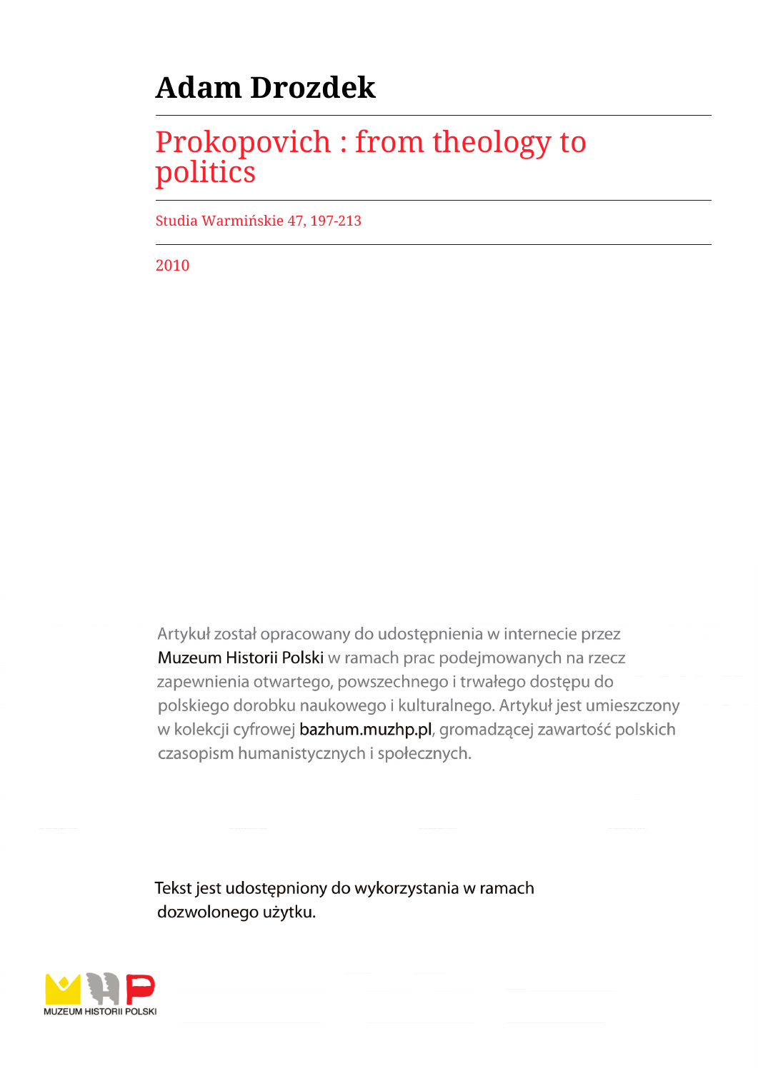# Adam Drozdek

## Prokopovich : from theology to politics

Studia Warmińskie 47, 197-213

2010

Artykuł został opracowany do udostępnienia w internecie przez Muzeum Historii Polski w ramach prac podejmowanych na rzecz zapewnienia otwartego, powszechnego i trwałego dostępu do polskiego dorobku naukowego i kulturalnego. Artykuł jest umieszczony w kolekcji cyfrowej bazhum.muzhp.pl, gromadzącej zawartość polskich czasopism humanistycznych i społecznych.

Tekst jest udostępniony do wykorzystania w ramach dozwolonego użytku.

MUZEUM HISTORII POLSKI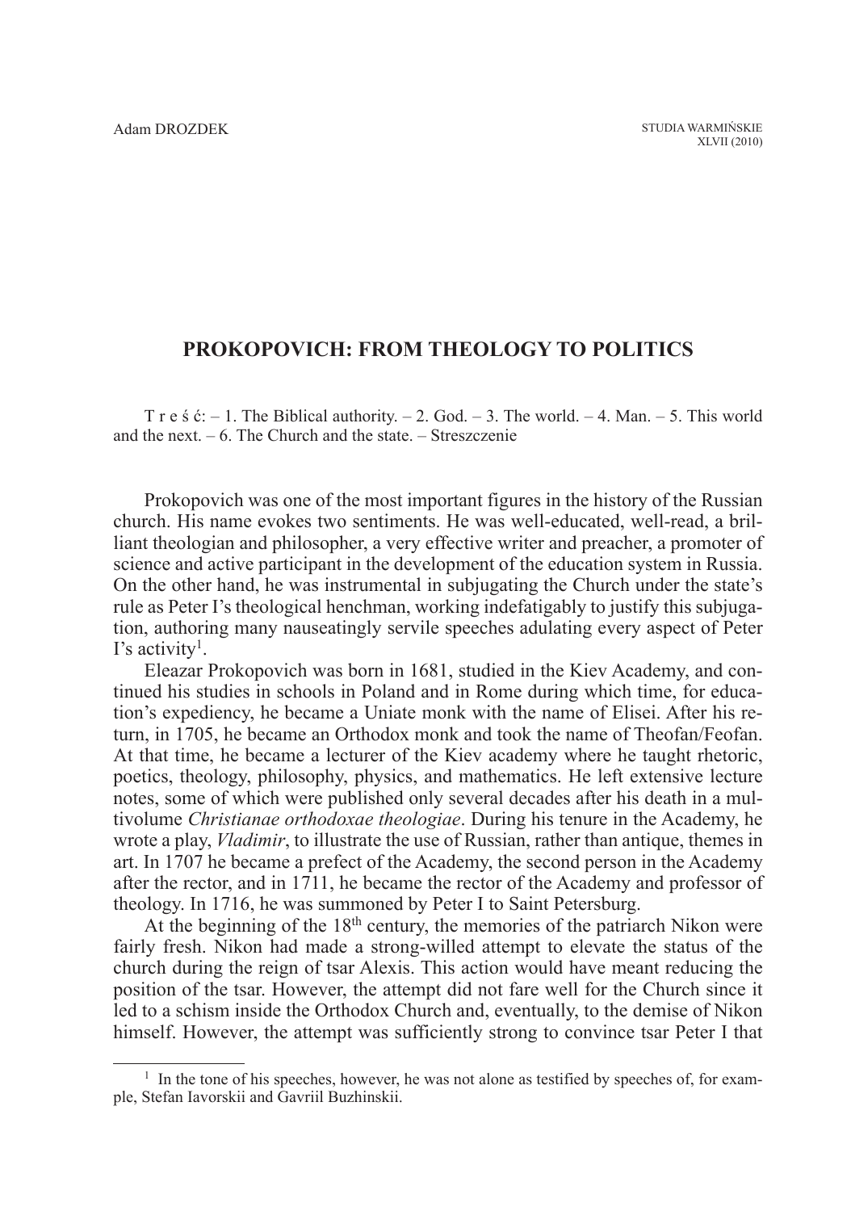Adam DROZDEK

# PROKOPOVICH: FROM THEOLOGY TO POLITICS

T r e ś ć: – 1. The Biblical authority. – 2. God. – 3. The world. – 4. Man. – 5. This world and the next. – 6. The Church and the state. – Streszczenie

Prokopovich was one of the most important figures in the history of the Russian church. His name evokes two sentiments. He was well-educated, well-read, a brilliant theologian and philosopher, a very effective writer and preacher, a promoter of science and active participant in the development of the education system in Russia. On the other hand, he was instrumental in subjugating the Church under the state's rule as Peter I's theological henchman, working indefatigably to justify this subjugation, authoring many nauseatingly servile speeches adulating every aspect of Peter I's activity[1].

Eleazar Prokopovich was born in 1681, studied in the Kiev Academy, and continued his studies in schools in Poland and in Rome during which time, for education's expediency, he became a Uniate monk with the name of Elisei. After his return, in 1705, he became an Orthodox monk and took the name of Theofan/Feofan. At that time, he became a lecturer of the Kiev academy where he taught rhetoric, poetics, theology, philosophy, physics, and mathematics. He left extensive lecture notes, some of which were published only several decades after his death in a multivolume *Christianae orthodoxae theologiae*. During his tenure in the Academy, he wrote a play, *Vladimir*, to illustrate the use of Russian, rather than antique, themes in art. In 1707 he became a prefect of the Academy, the second person in the Academy after the rector, and in 1711, he became the rector of the Academy and professor of theology. In 1716, he was summoned by Peter I to Saint Petersburg.

At the beginning of the 18th century, the memories of the patriarch Nikon were fairly fresh. Nikon had made a strong-willed attempt to elevate the status of the church during the reign of tsar Alexis. This action would have meant reducing the position of the tsar. However, the attempt did not fare well for the Church since it led to a schism inside the Orthodox Church and, eventually, to the demise of Nikon himself. However, the attempt was sufficiently strong to convince tsar Peter I that

[1] In the tone of his speeches, however, he was not alone as testified by speeches of, for example, Stefan Iavorskii and Gavriil Buzhinskii.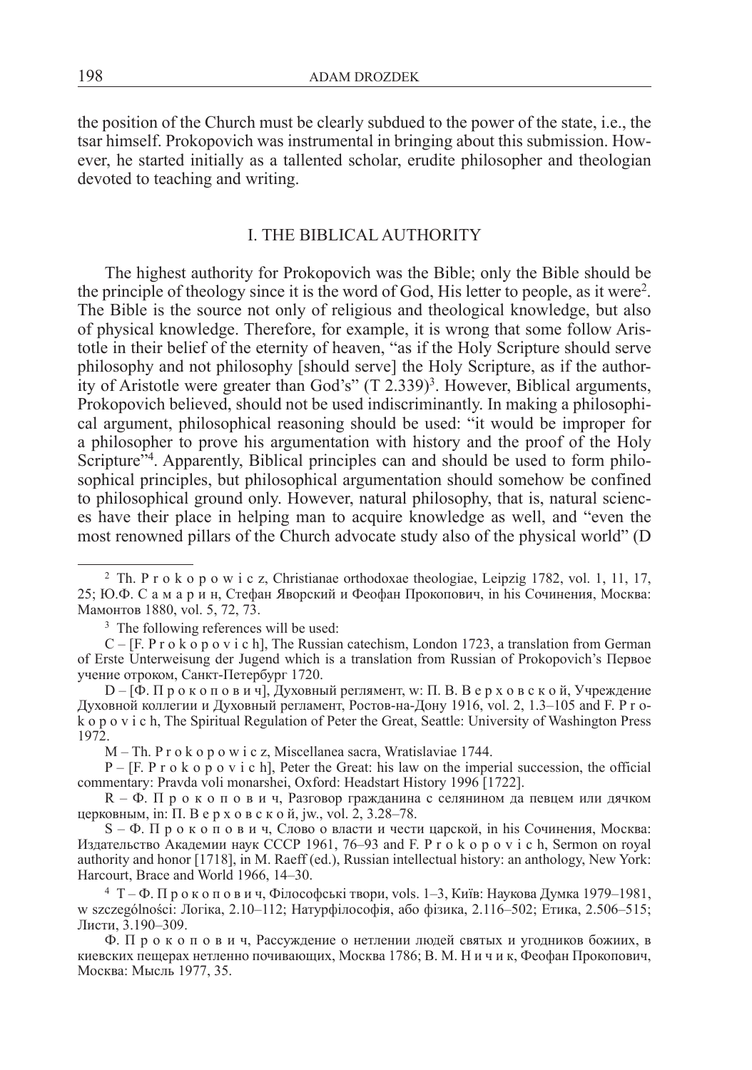the position of the Church must be clearly subdued to the power of the state, i.e., the tsar himself. Prokopovich was instrumental in bringing about this submission. However, he started initially as a tallented scholar, erudite philosopher and theologian devoted to teaching and writing.

## I. THE BIBLICAL AUTHORITY

The highest authority for Prokopovich was the Bible; only the Bible should be the principle of theology since it is the word of God, His letter to people, as it were[2]. The Bible is the source not only of religious and theological knowledge, but also of physical knowledge. Therefore, for example, it is wrong that some follow Aristotle in their belief of the eternity of heaven, "as if the Holy Scripture should serve philosophy and not philosophy [should serve] the Holy Scripture, as if the authority of Aristotle were greater than God's" (T 2.339)[3]. However, Biblical arguments, Prokopovich believed, should not be used indiscriminantly. In making a philosophical argument, philosophical reasoning should be used: "it would be improper for a philosopher to prove his argumentation with history and the proof of the Holy Scripture"[4]. Apparently, Biblical principles can and should be used to form philosophical principles, but philosophical argumentation should somehow be confined to philosophical ground only. However, natural philosophy, that is, natural sciences have their place in helping man to acquire knowledge as well, and "even the most renowned pillars of the Church advocate study also of the physical world" (D

---

[2] Th. P r o k o p o w i c z, Christianae orthodoxae theologiae, Leipzig 1782, vol. 1, 11, 17, 25; Ю.Ф. С а м а р и н, Стефан Яворский и Феофан Прокопович, in his Сочинения, Москва: Мамонтов 1880, vol. 5, 72, 73.

[3] The following references will be used:

C – [F. P r o k o p o v i c h], The Russian catechism, London 1723, a translation from German of Erste Unterweisung der Jugend which is a translation from Russian of Prokopovich's Первое учение отроком, Санкт-Петербург 1720.

D – [Ф. П р о к о п о в и ч], Духовный регламент, w: П. В. В е р х о в с к о й, Учреждение Духовной коллегии и Духовный регламент, Ростов-на-Дону 1916, vol. 2, 1.3–105 and F. P r o k o p o v i c h, The Spiritual Regulation of Peter the Great, Seattle: University of Washington Press 1972.

M – Th. P r o k o p o w i c z, Miscellanea sacra, Wratislaviae 1744.

P – [F. P r o k o p o v i c h], Peter the Great: his law on the imperial succession, the official commentary: Pravda voli monarshei, Oxford: Headstart History 1996 [1722].

R – Ф. П р о к о п о в и ч, Разговор гражданина с селянином да певцем или дячком церковным, in: П. В е р х о в с к о й, jw., vol. 2, 3.28–78.

S – Ф. П р о к о п о в и ч, Слово о власти и чести царской, in his Сочинения, Москва: Издательство Академии наук СССР 1961, 76–93 and F. P r o k o p o v i c h, Sermon on royal authority and honor [1718], in M. Raeff (ed.), Russian intellectual history: an anthology, New York: Harcourt, Brace and World 1966, 14–30.

[4] T – Ф. П р о к о п о в и ч, Філософські твори, vols. 1–3, Київ: Наукова Думка 1979–1981, w szczególności: Логіка, 2.10–112; Натурфілософія, або фізика, 2.116–502; Етика, 2.506–515; Листи, 3.190–309.

Ф. П р о к о п о в и ч, Рассуждение о нетлении людей святых и угодников божиих, в киевских пещерах нетленно почивающих, Москва 1786; В. М. Н и ч и к, Феофан Прокопович, Москва: Мысль 1977, 35.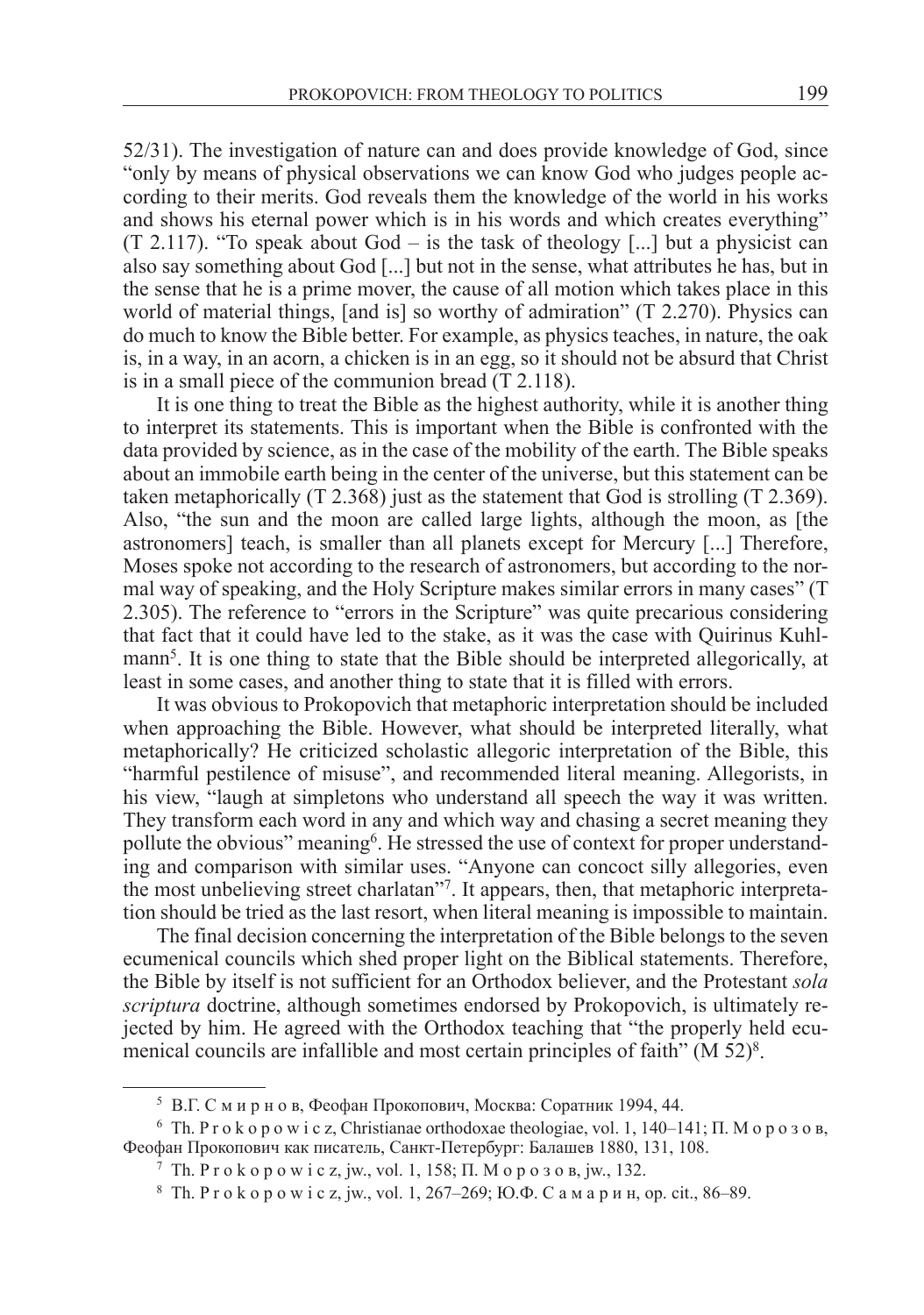52/31). The investigation of nature can and does provide knowledge of God, since "only by means of physical observations we can know God who judges people according to their merits. God reveals them the knowledge of the world in his works and shows his eternal power which is in his words and which creates everything" (T 2.117). "To speak about God – is the task of theology [...] but a physicist can also say something about God [...] but not in the sense, what attributes he has, but in the sense that he is a prime mover, the cause of all motion which takes place in this world of material things, [and is] so worthy of admiration" (T 2.270). Physics can do much to know the Bible better. For example, as physics teaches, in nature, the oak is, in a way, in an acorn, a chicken is in an egg, so it should not be absurd that Christ is in a small piece of the communion bread (T 2.118).

It is one thing to treat the Bible as the highest authority, while it is another thing to interpret its statements. This is important when the Bible is confronted with the data provided by science, as in the case of the mobility of the earth. The Bible speaks about an immobile earth being in the center of the universe, but this statement can be taken metaphorically (T 2.368) just as the statement that God is strolling (T 2.369). Also, "the sun and the moon are called large lights, although the moon, as [the astronomers] teach, is smaller than all planets except for Mercury [...] Therefore, Moses spoke not according to the research of astronomers, but according to the normal way of speaking, and the Holy Scripture makes similar errors in many cases" (T 2.305). The reference to "errors in the Scripture" was quite precarious considering that fact that it could have led to the stake, as it was the case with Quirinus Kuhlmann[5]. It is one thing to state that the Bible should be interpreted allegorically, at least in some cases, and another thing to state that it is filled with errors.

It was obvious to Prokopovich that metaphoric interpretation should be included when approaching the Bible. However, what should be interpreted literally, what metaphorically? He criticized scholastic allegoric interpretation of the Bible, this "harmful pestilence of misuse", and recommended literal meaning. Allegorists, in his view, "laugh at simpletons who understand all speech the way it was written. They transform each word in any and which way and chasing a secret meaning they pollute the obvious" meaning[6]. He stressed the use of context for proper understanding and comparison with similar uses. "Anyone can concoct silly allegories, even the most unbelieving street charlatan"[7]. It appears, then, that metaphoric interpretation should be tried as the last resort, when literal meaning is impossible to maintain.

The final decision concerning the interpretation of the Bible belongs to the seven ecumenical councils which shed proper light on the Biblical statements. Therefore, the Bible by itself is not sufficient for an Orthodox believer, and the Protestant *sola scriptura* doctrine, although sometimes endorsed by Prokopovich, is ultimately rejected by him. He agreed with the Orthodox teaching that "the properly held ecumenical councils are infallible and most certain principles of faith" (M 52)[8].

---

[5] В.Г. Смирнов, Феофан Прокопович, Москва: Соратник 1994, 44.

[6] Th. Prokopowicz, Christianae orthodoxae theologiae, vol. 1, 140–141; П. Морозов, Феофан Прокопович как писатель, Санкт-Петербург: Балашев 1880, 131, 108.

[7] Th. Prokopowicz, jw., vol. 1, 158; П. Морозов, jw., 132.

[8] Th. Prokopowicz, jw., vol. 1, 267–269; Ю.Ф. Самарин, op. cit., 86–89.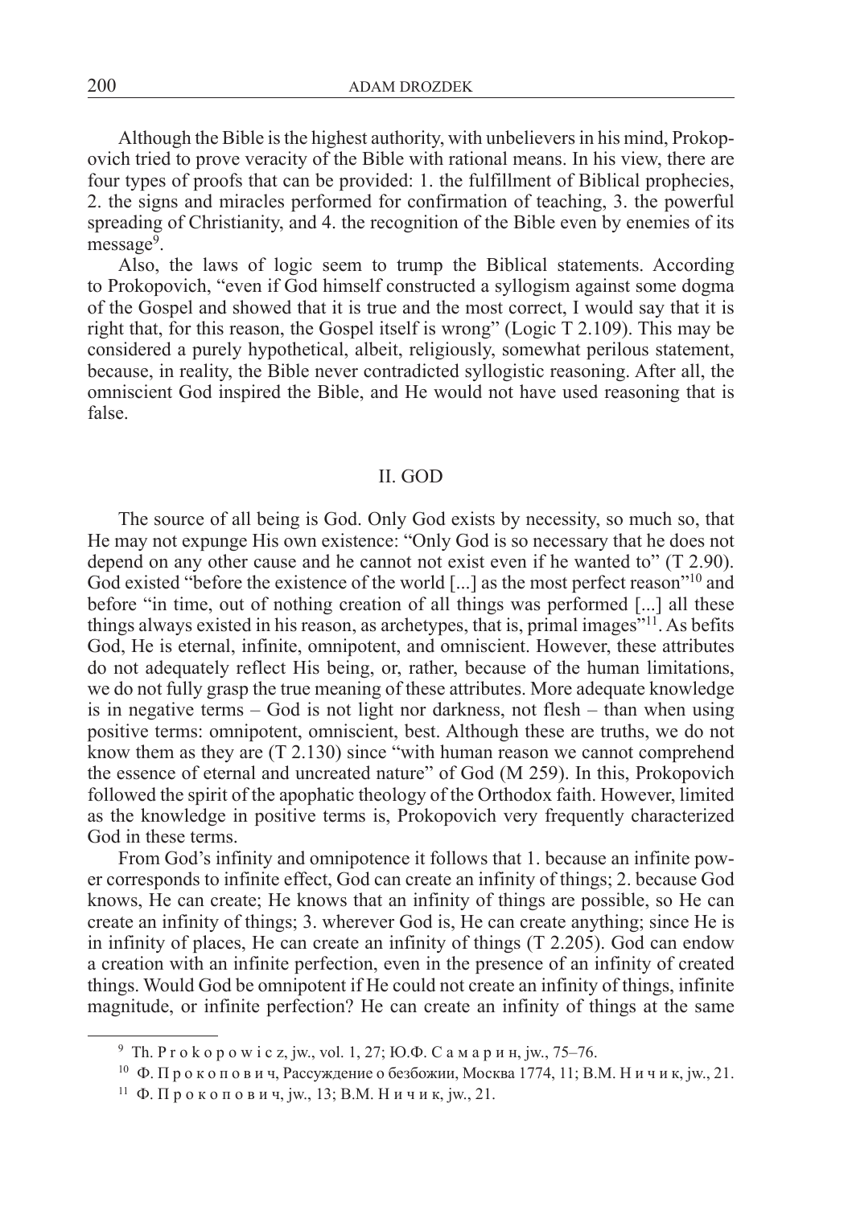Although the Bible is the highest authority, with unbelievers in his mind, Prokopovich tried to prove veracity of the Bible with rational means. In his view, there are four types of proofs that can be provided: 1. the fulfillment of Biblical prophecies, 2. the signs and miracles performed for confirmation of teaching, 3. the powerful spreading of Christianity, and 4. the recognition of the Bible even by enemies of its message[9].

Also, the laws of logic seem to trump the Biblical statements. According to Prokopovich, "even if God himself constructed a syllogism against some dogma of the Gospel and showed that it is true and the most correct, I would say that it is right that, for this reason, the Gospel itself is wrong" (Logic T 2.109). This may be considered a purely hypothetical, albeit, religiously, somewhat perilous statement, because, in reality, the Bible never contradicted syllogistic reasoning. After all, the omniscient God inspired the Bible, and He would not have used reasoning that is false.

## II. GOD

The source of all being is God. Only God exists by necessity, so much so, that He may not expunge His own existence: "Only God is so necessary that he does not depend on any other cause and he cannot not exist even if he wanted to" (T 2.90). God existed "before the existence of the world [...] as the most perfect reason"[10] and before "in time, out of nothing creation of all things was performed [...] all these things always existed in his reason, as archetypes, that is, primal images"[11]. As befits God, He is eternal, infinite, omnipotent, and omniscient. However, these attributes do not adequately reflect His being, or, rather, because of the human limitations, we do not fully grasp the true meaning of these attributes. More adequate knowledge is in negative terms – God is not light nor darkness, not flesh – than when using positive terms: omnipotent, omniscient, best. Although these are truths, we do not know them as they are (T 2.130) since "with human reason we cannot comprehend the essence of eternal and uncreated nature" of God (M 259). In this, Prokopovich followed the spirit of the apophatic theology of the Orthodox faith. However, limited as the knowledge in positive terms is, Prokopovich very frequently characterized God in these terms.

From God's infinity and omnipotence it follows that 1. because an infinite power corresponds to infinite effect, God can create an infinity of things; 2. because God knows, He can create; He knows that an infinity of things are possible, so He can create an infinity of things; 3. wherever God is, He can create anything; since He is in infinity of places, He can create an infinity of things (T 2.205). God can endow a creation with an infinite perfection, even in the presence of an infinity of created things. Would God be omnipotent if He could not create an infinity of things, infinite magnitude, or infinite perfection? He can create an infinity of things at the same

---

[9] Th. Prokopowicz, jw., vol. 1, 27; Ю.Ф. Самарин, jw., 75–76.

[10] Ф. Прокопович, Рассуждение о безбожии, Москва 1774, 11; В.М. Ничик, jw., 21.

[11] Ф. Прокопович, jw., 13; В.М. Ничик, jw., 21.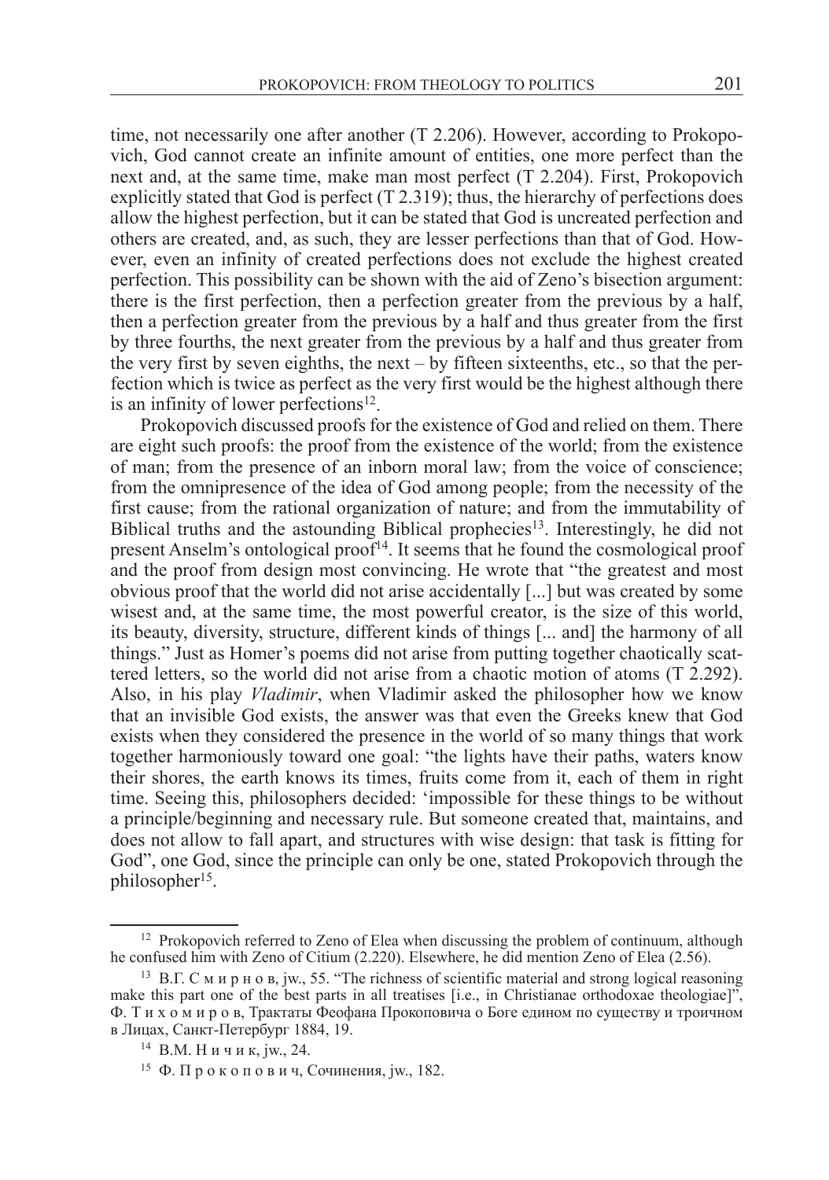time, not necessarily one after another (T 2.206). However, according to Prokopovich, God cannot create an infinite amount of entities, one more perfect than the next and, at the same time, make man most perfect (T 2.204). First, Prokopovich explicitly stated that God is perfect (T 2.319); thus, the hierarchy of perfections does allow the highest perfection, but it can be stated that God is uncreated perfection and others are created, and, as such, they are lesser perfections than that of God. However, even an infinity of created perfections does not exclude the highest created perfection. This possibility can be shown with the aid of Zeno's bisection argument: there is the first perfection, then a perfection greater from the previous by a half, then a perfection greater from the previous by a half and thus greater from the first by three fourths, the next greater from the previous by a half and thus greater from the very first by seven eighths, the next – by fifteen sixteenths, etc., so that the perfection which is twice as perfect as the very first would be the highest although there is an infinity of lower perfections[12].

Prokopovich discussed proofs for the existence of God and relied on them. There are eight such proofs: the proof from the existence of the world; from the existence of man; from the presence of an inborn moral law; from the voice of conscience; from the omnipresence of the idea of God among people; from the necessity of the first cause; from the rational organization of nature; and from the immutability of Biblical truths and the astounding Biblical prophecies[13]. Interestingly, he did not present Anselm's ontological proof[14]. It seems that he found the cosmological proof and the proof from design most convincing. He wrote that "the greatest and most obvious proof that the world did not arise accidentally [...] but was created by some wisest and, at the same time, the most powerful creator, is the size of this world, its beauty, diversity, structure, different kinds of things [... and] the harmony of all things." Just as Homer's poems did not arise from putting together chaotically scattered letters, so the world did not arise from a chaotic motion of atoms (T 2.292). Also, in his play *Vladimir*, when Vladimir asked the philosopher how we know that an invisible God exists, the answer was that even the Greeks knew that God exists when they considered the presence in the world of so many things that work together harmoniously toward one goal: "the lights have their paths, waters know their shores, the earth knows its times, fruits come from it, each of them in right time. Seeing this, philosophers decided: 'impossible for these things to be without a principle/beginning and necessary rule. But someone created that, maintains, and does not allow to fall apart, and structures with wise design: that task is fitting for God", one God, since the principle can only be one, stated Prokopovich through the philosopher[15].

---

[12] Prokopovich referred to Zeno of Elea when discussing the problem of continuum, although he confused him with Zeno of Citium (2.220). Elsewhere, he did mention Zeno of Elea (2.56).

[13] В.Г. С м и р н о в, jw., 55. "The richness of scientific material and strong logical reasoning make this part one of the best parts in all treatises [i.e., in Christianae orthodoxae theologiae]", Ф. Т и х о м и р о в, Трактаты Феофана Прокоповича о Боге едином по существу и троичном в Лицах, Санкт-Петербург 1884, 19.

[14] В.М. Н и ч и к, jw., 24.

[15] Ф. П р о к о п о в и ч, Сочинения, jw., 182.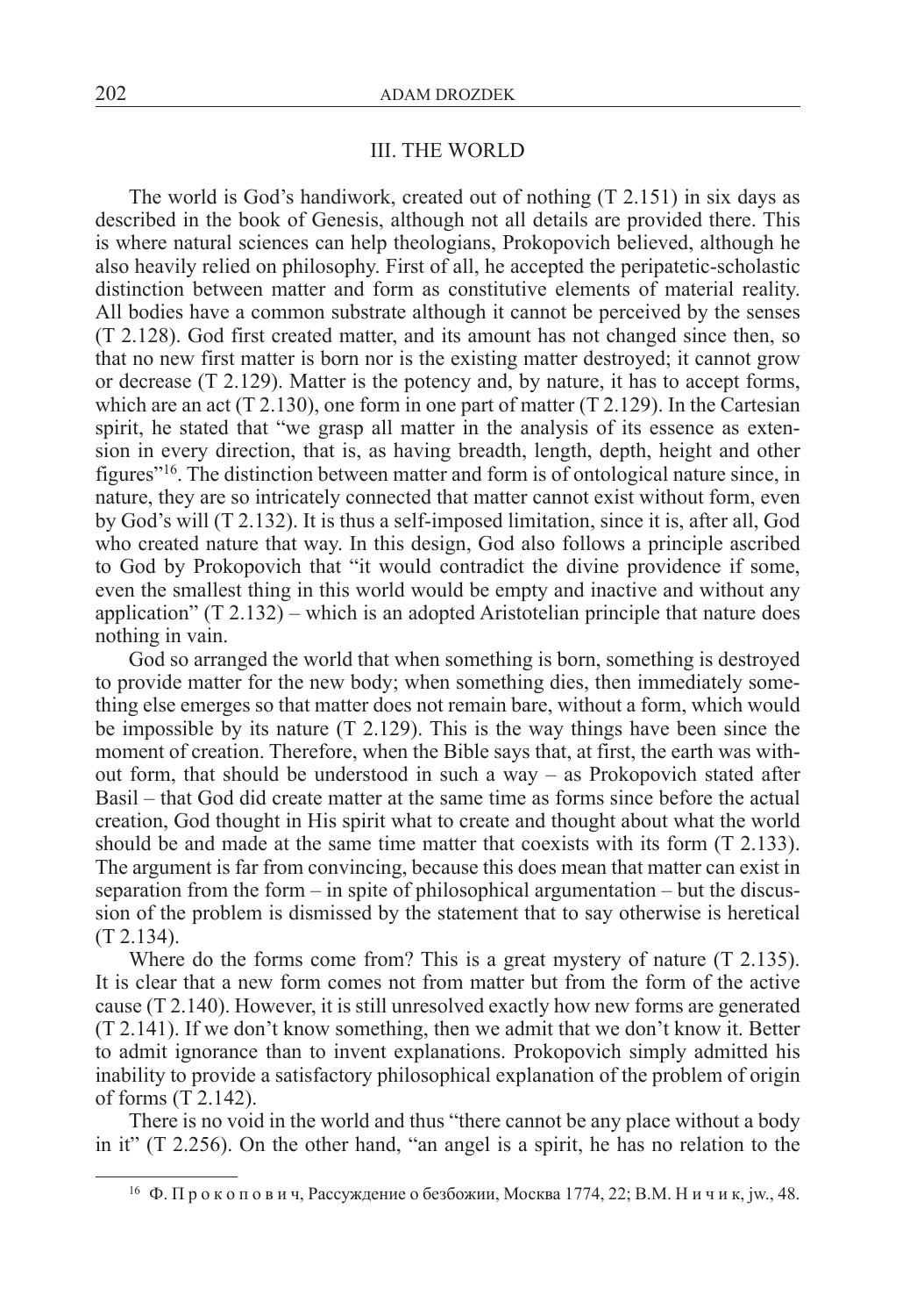## III. THE WORLD

The world is God's handiwork, created out of nothing (T 2.151) in six days as described in the book of Genesis, although not all details are provided there. This is where natural sciences can help theologians, Prokopovich believed, although he also heavily relied on philosophy. First of all, he accepted the peripatetic-scholastic distinction between matter and form as constitutive elements of material reality. All bodies have a common substrate although it cannot be perceived by the senses (T 2.128). God first created matter, and its amount has not changed since then, so that no new first matter is born nor is the existing matter destroyed; it cannot grow or decrease (T 2.129). Matter is the potency and, by nature, it has to accept forms, which are an act (T 2.130), one form in one part of matter (T 2.129). In the Cartesian spirit, he stated that "we grasp all matter in the analysis of its essence as extension in every direction, that is, as having breadth, length, depth, height and other figures"[16]. The distinction between matter and form is of ontological nature since, in nature, they are so intricately connected that matter cannot exist without form, even by God's will (T 2.132). It is thus a self-imposed limitation, since it is, after all, God who created nature that way. In this design, God also follows a principle ascribed to God by Prokopovich that "it would contradict the divine providence if some, even the smallest thing in this world would be empty and inactive and without any application" (T 2.132) – which is an adopted Aristotelian principle that nature does nothing in vain.

God so arranged the world that when something is born, something is destroyed to provide matter for the new body; when something dies, then immediately something else emerges so that matter does not remain bare, without a form, which would be impossible by its nature (T 2.129). This is the way things have been since the moment of creation. Therefore, when the Bible says that, at first, the earth was without form, that should be understood in such a way – as Prokopovich stated after Basil – that God did create matter at the same time as forms since before the actual creation, God thought in His spirit what to create and thought about what the world should be and made at the same time matter that coexists with its form (T 2.133). The argument is far from convincing, because this does mean that matter can exist in separation from the form – in spite of philosophical argumentation – but the discussion of the problem is dismissed by the statement that to say otherwise is heretical (T 2.134).

Where do the forms come from? This is a great mystery of nature (T 2.135). It is clear that a new form comes not from matter but from the form of the active cause (T 2.140). However, it is still unresolved exactly how new forms are generated (T 2.141). If we don't know something, then we admit that we don't know it. Better to admit ignorance than to invent explanations. Prokopovich simply admitted his inability to provide a satisfactory philosophical explanation of the problem of origin of forms (T 2.142).

There is no void in the world and thus "there cannot be any place without a body in it" (T 2.256). On the other hand, "an angel is a spirit, he has no relation to the

---

[16] Ф. П р о к о п о в и ч, Рассуждение о безбожии, Москва 1774, 22; В.М. Н и ч и к, jw., 48.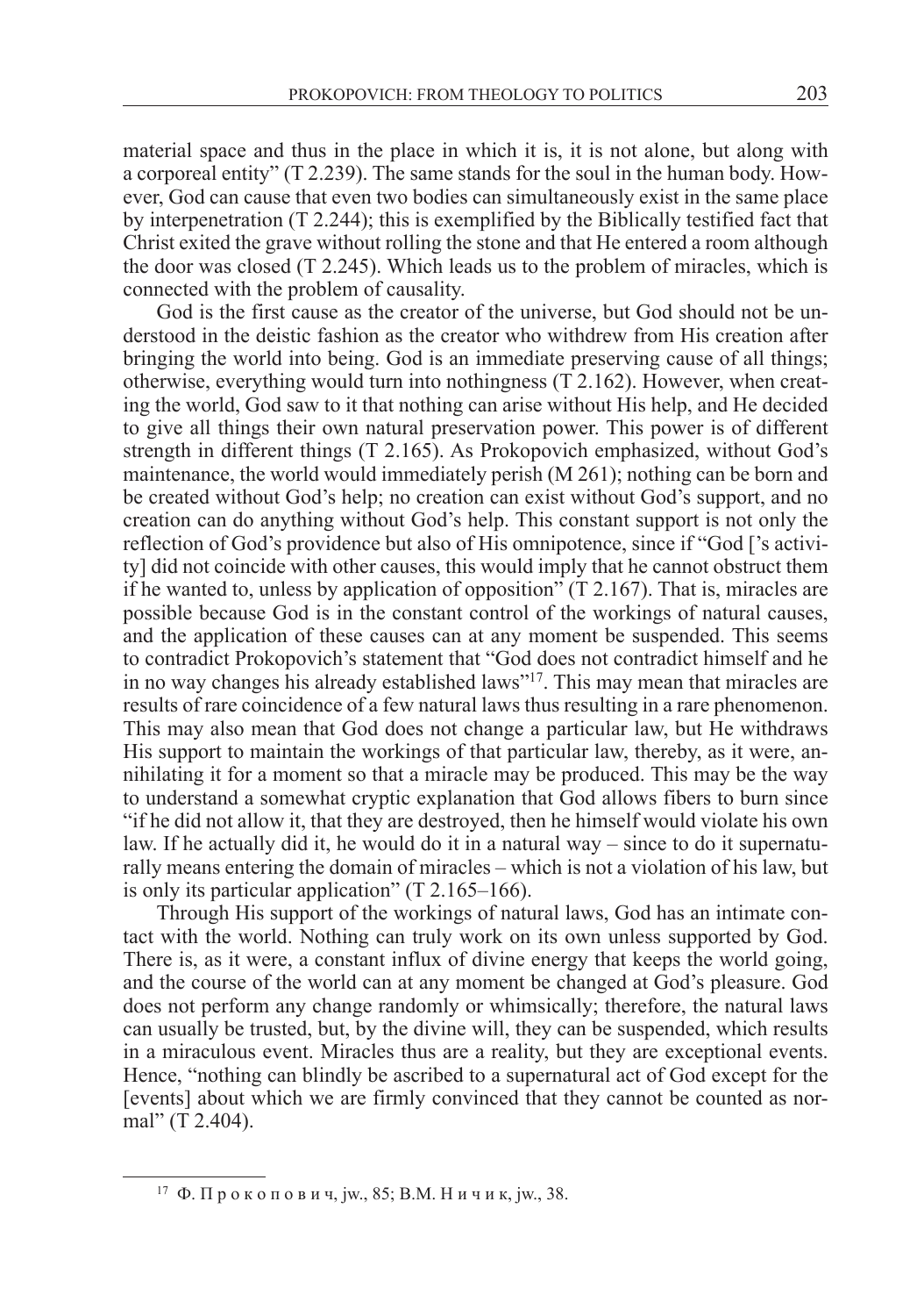material space and thus in the place in which it is, it is not alone, but along with a corporeal entity" (T 2.239). The same stands for the soul in the human body. However, God can cause that even two bodies can simultaneously exist in the same place by interpenetration (T 2.244); this is exemplified by the Biblically testified fact that Christ exited the grave without rolling the stone and that He entered a room although the door was closed (T 2.245). Which leads us to the problem of miracles, which is connected with the problem of causality.

God is the first cause as the creator of the universe, but God should not be understood in the deistic fashion as the creator who withdrew from His creation after bringing the world into being. God is an immediate preserving cause of all things; otherwise, everything would turn into nothingness (T 2.162). However, when creating the world, God saw to it that nothing can arise without His help, and He decided to give all things their own natural preservation power. This power is of different strength in different things (T 2.165). As Prokopovich emphasized, without God's maintenance, the world would immediately perish (M 261); nothing can be born and be created without God's help; no creation can exist without God's support, and no creation can do anything without God's help. This constant support is not only the reflection of God's providence but also of His omnipotence, since if "God ['s activity] did not coincide with other causes, this would imply that he cannot obstruct them if he wanted to, unless by application of opposition" (T 2.167). That is, miracles are possible because God is in the constant control of the workings of natural causes, and the application of these causes can at any moment be suspended. This seems to contradict Prokopovich's statement that "God does not contradict himself and he in no way changes his already established laws"[17]. This may mean that miracles are results of rare coincidence of a few natural laws thus resulting in a rare phenomenon. This may also mean that God does not change a particular law, but He withdraws His support to maintain the workings of that particular law, thereby, as it were, annihilating it for a moment so that a miracle may be produced. This may be the way to understand a somewhat cryptic explanation that God allows fibers to burn since "if he did not allow it, that they are destroyed, then he himself would violate his own law. If he actually did it, he would do it in a natural way – since to do it supernaturally means entering the domain of miracles – which is not a violation of his law, but is only its particular application" (T 2.165–166).

Through His support of the workings of natural laws, God has an intimate contact with the world. Nothing can truly work on its own unless supported by God. There is, as it were, a constant influx of divine energy that keeps the world going, and the course of the world can at any moment be changed at God's pleasure. God does not perform any change randomly or whimsically; therefore, the natural laws can usually be trusted, but, by the divine will, they can be suspended, which results in a miraculous event. Miracles thus are a reality, but they are exceptional events. Hence, "nothing can blindly be ascribed to a supernatural act of God except for the [events] about which we are firmly convinced that they cannot be counted as normal" (T 2.404).

---

[17] Ф. П р о к о п о в и ч, jw., 85; В.М. Н и ч и к, jw., 38.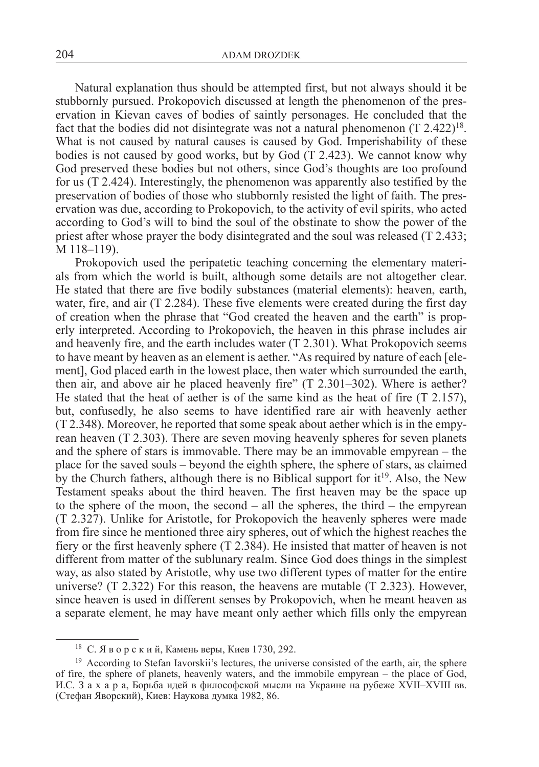Natural explanation thus should be attempted first, but not always should it be stubbornly pursued. Prokopovich discussed at length the phenomenon of the preservation in Kievan caves of bodies of saintly personages. He concluded that the fact that the bodies did not disintegrate was not a natural phenomenon (T 2.422)[18]. What is not caused by natural causes is caused by God. Imperishability of these bodies is not caused by good works, but by God (T 2.423). We cannot know why God preserved these bodies but not others, since God's thoughts are too profound for us (T 2.424). Interestingly, the phenomenon was apparently also testified by the preservation of bodies of those who stubbornly resisted the light of faith. The preservation was due, according to Prokopovich, to the activity of evil spirits, who acted according to God's will to bind the soul of the obstinate to show the power of the priest after whose prayer the body disintegrated and the soul was released (T 2.433; M 118–119).

Prokopovich used the peripatetic teaching concerning the elementary materials from which the world is built, although some details are not altogether clear. He stated that there are five bodily substances (material elements): heaven, earth, water, fire, and air (T 2.284). These five elements were created during the first day of creation when the phrase that "God created the heaven and the earth" is properly interpreted. According to Prokopovich, the heaven in this phrase includes air and heavenly fire, and the earth includes water (T 2.301). What Prokopovich seems to have meant by heaven as an element is aether. "As required by nature of each [element], God placed earth in the lowest place, then water which surrounded the earth, then air, and above air he placed heavenly fire" (T 2.301–302). Where is aether? He stated that the heat of aether is of the same kind as the heat of fire (T 2.157), but, confusedly, he also seems to have identified rare air with heavenly aether (T 2.348). Moreover, he reported that some speak about aether which is in the empyrean heaven (T 2.303). There are seven moving heavenly spheres for seven planets and the sphere of stars is immovable. There may be an immovable empyrean – the place for the saved souls – beyond the eighth sphere, the sphere of stars, as claimed by the Church fathers, although there is no Biblical support for it[19]. Also, the New Testament speaks about the third heaven. The first heaven may be the space up to the sphere of the moon, the second – all the spheres, the third – the empyrean (T 2.327). Unlike for Aristotle, for Prokopovich the heavenly spheres were made from fire since he mentioned three airy spheres, out of which the highest reaches the fiery or the first heavenly sphere (T 2.384). He insisted that matter of heaven is not different from matter of the sublunary realm. Since God does things in the simplest way, as also stated by Aristotle, why use two different types of matter for the entire universe? (T 2.322) For this reason, the heavens are mutable (T 2.323). However, since heaven is used in different senses by Prokopovich, when he meant heaven as a separate element, he may have meant only aether which fills only the empyrean

---

[18] С. Я в о р с к и й, Камень веры, Киев 1730, 292.

[19] According to Stefan Iavorskii's lectures, the universe consisted of the earth, air, the sphere of fire, the sphere of planets, heavenly waters, and the immobile empyrean – the place of God, И.С. З а х а р а, Борьба идей в философской мысли на Украине на рубеже XVII–XVIII вв. (Стефан Яворский), Киев: Наукова думка 1982, 86.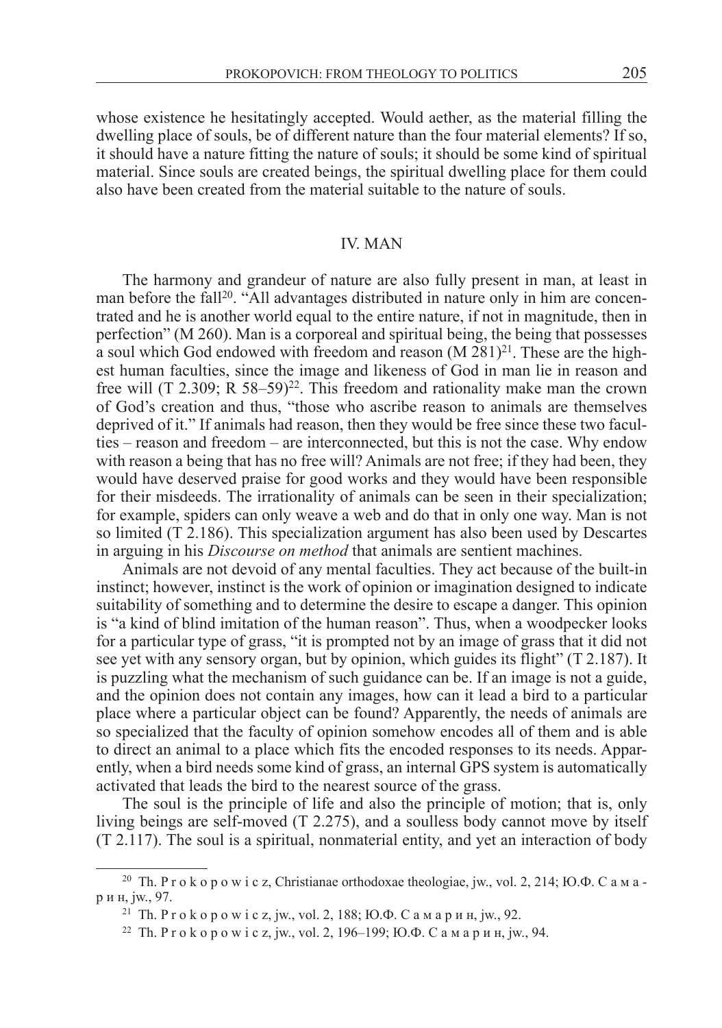whose existence he hesitatingly accepted. Would aether, as the material filling the dwelling place of souls, be of different nature than the four material elements? If so, it should have a nature fitting the nature of souls; it should be some kind of spiritual material. Since souls are created beings, the spiritual dwelling place for them could also have been created from the material suitable to the nature of souls.

## IV. MAN

The harmony and grandeur of nature are also fully present in man, at least in man before the fall[20]. "All advantages distributed in nature only in him are concentrated and he is another world equal to the entire nature, if not in magnitude, then in perfection" (M 260). Man is a corporeal and spiritual being, the being that possesses a soul which God endowed with freedom and reason (M 281)[21]. These are the highest human faculties, since the image and likeness of God in man lie in reason and free will (T 2.309; R 58–59)[22]. This freedom and rationality make man the crown of God's creation and thus, "those who ascribe reason to animals are themselves deprived of it." If animals had reason, then they would be free since these two faculties – reason and freedom – are interconnected, but this is not the case. Why endow with reason a being that has no free will? Animals are not free; if they had been, they would have deserved praise for good works and they would have been responsible for their misdeeds. The irrationality of animals can be seen in their specialization; for example, spiders can only weave a web and do that in only one way. Man is not so limited (T 2.186). This specialization argument has also been used by Descartes in arguing in his *Discourse on method* that animals are sentient machines.

Animals are not devoid of any mental faculties. They act because of the built-in instinct; however, instinct is the work of opinion or imagination designed to indicate suitability of something and to determine the desire to escape a danger. This opinion is "a kind of blind imitation of the human reason". Thus, when a woodpecker looks for a particular type of grass, "it is prompted not by an image of grass that it did not see yet with any sensory organ, but by opinion, which guides its flight" (T 2.187). It is puzzling what the mechanism of such guidance can be. If an image is not a guide, and the opinion does not contain any images, how can it lead a bird to a particular place where a particular object can be found? Apparently, the needs of animals are so specialized that the faculty of opinion somehow encodes all of them and is able to direct an animal to a place which fits the encoded responses to its needs. Apparently, when a bird needs some kind of grass, an internal GPS system is automatically activated that leads the bird to the nearest source of the grass.

The soul is the principle of life and also the principle of motion; that is, only living beings are self-moved (T 2.275), and a soulless body cannot move by itself (T 2.117). The soul is a spiritual, nonmaterial entity, and yet an interaction of body

---

[20] Th. Prokopowicz, Christianae orthodoxae theologiae, jw., vol. 2, 214; Ю.Ф. Самарин, jw., 97.

[21] Th. Prokopowicz, jw., vol. 2, 188; Ю.Ф. Самарин, jw., 92.

[22] Th. Prokopowicz, jw., vol. 2, 196–199; Ю.Ф. Самарин, jw., 94.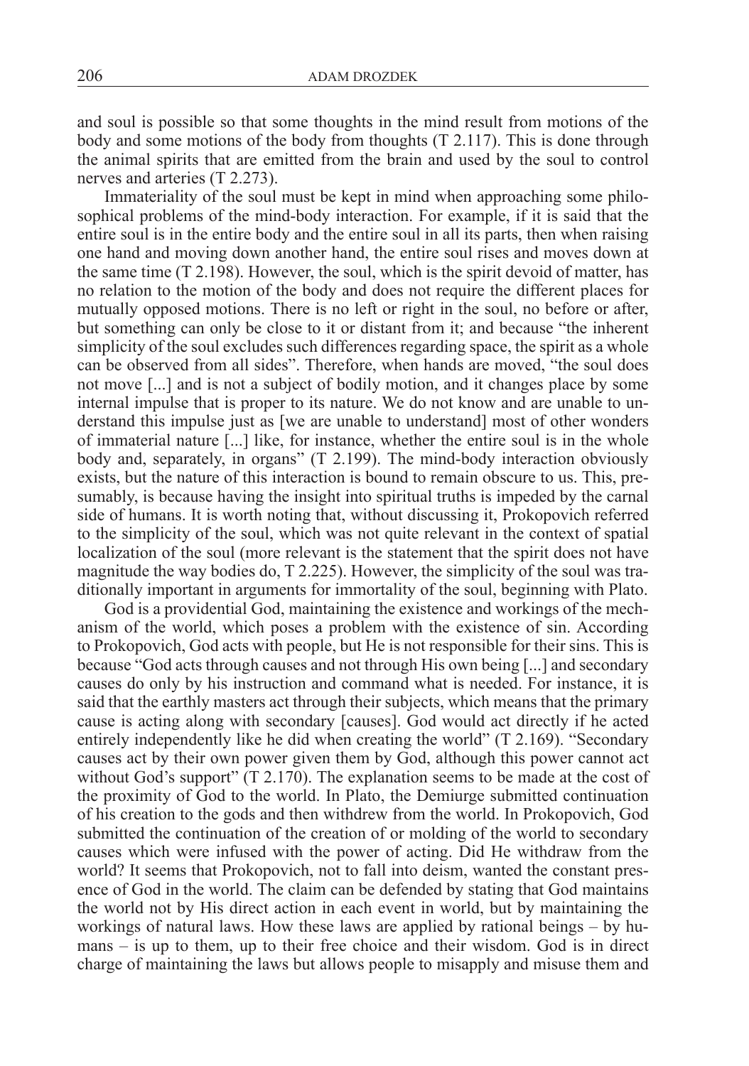and soul is possible so that some thoughts in the mind result from motions of the body and some motions of the body from thoughts (T 2.117). This is done through the animal spirits that are emitted from the brain and used by the soul to control nerves and arteries (T 2.273).

Immateriality of the soul must be kept in mind when approaching some philosophical problems of the mind-body interaction. For example, if it is said that the entire soul is in the entire body and the entire soul in all its parts, then when raising one hand and moving down another hand, the entire soul rises and moves down at the same time (T 2.198). However, the soul, which is the spirit devoid of matter, has no relation to the motion of the body and does not require the different places for mutually opposed motions. There is no left or right in the soul, no before or after, but something can only be close to it or distant from it; and because "the inherent simplicity of the soul excludes such differences regarding space, the spirit as a whole can be observed from all sides". Therefore, when hands are moved, "the soul does not move [...] and is not a subject of bodily motion, and it changes place by some internal impulse that is proper to its nature. We do not know and are unable to understand this impulse just as [we are unable to understand] most of other wonders of immaterial nature [...] like, for instance, whether the entire soul is in the whole body and, separately, in organs" (T 2.199). The mind-body interaction obviously exists, but the nature of this interaction is bound to remain obscure to us. This, presumably, is because having the insight into spiritual truths is impeded by the carnal side of humans. It is worth noting that, without discussing it, Prokopovich referred to the simplicity of the soul, which was not quite relevant in the context of spatial localization of the soul (more relevant is the statement that the spirit does not have magnitude the way bodies do, T 2.225). However, the simplicity of the soul was traditionally important in arguments for immortality of the soul, beginning with Plato.

God is a providential God, maintaining the existence and workings of the mechanism of the world, which poses a problem with the existence of sin. According to Prokopovich, God acts with people, but He is not responsible for their sins. This is because "God acts through causes and not through His own being [...] and secondary causes do only by his instruction and command what is needed. For instance, it is said that the earthly masters act through their subjects, which means that the primary cause is acting along with secondary [causes]. God would act directly if he acted entirely independently like he did when creating the world" (T 2.169). "Secondary causes act by their own power given them by God, although this power cannot act without God's support" (T 2.170). The explanation seems to be made at the cost of the proximity of God to the world. In Plato, the Demiurge submitted continuation of his creation to the gods and then withdrew from the world. In Prokopovich, God submitted the continuation of the creation of or molding of the world to secondary causes which were infused with the power of acting. Did He withdraw from the world? It seems that Prokopovich, not to fall into deism, wanted the constant presence of God in the world. The claim can be defended by stating that God maintains the world not by His direct action in each event in world, but by maintaining the workings of natural laws. How these laws are applied by rational beings – by humans – is up to them, up to their free choice and their wisdom. God is in direct charge of maintaining the laws but allows people to misapply and misuse them and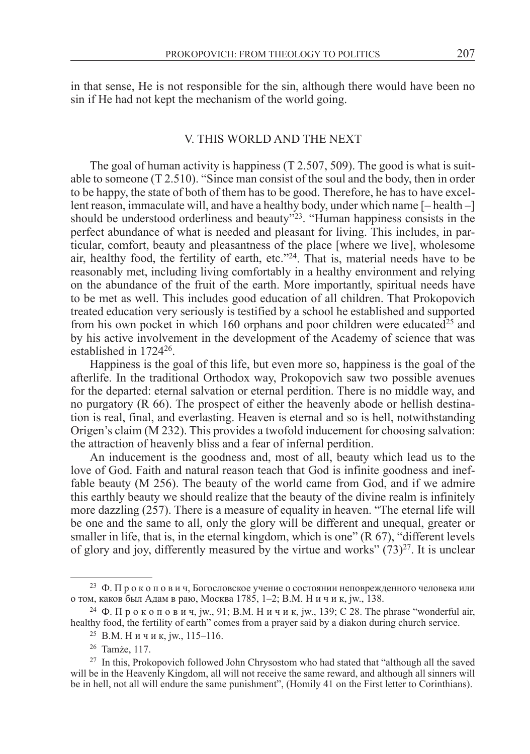in that sense, He is not responsible for the sin, although there would have been no sin if He had not kept the mechanism of the world going.

## V. THIS WORLD AND THE NEXT

The goal of human activity is happiness (T 2.507, 509). The good is what is suitable to someone (T 2.510). "Since man consist of the soul and the body, then in order to be happy, the state of both of them has to be good. Therefore, he has to have excellent reason, immaculate will, and have a healthy body, under which name [– health –] should be understood orderliness and beauty"[23]. "Human happiness consists in the perfect abundance of what is needed and pleasant for living. This includes, in particular, comfort, beauty and pleasantness of the place [where we live], wholesome air, healthy food, the fertility of earth, etc."[24]. That is, material needs have to be reasonably met, including living comfortably in a healthy environment and relying on the abundance of the fruit of the earth. More importantly, spiritual needs have to be met as well. This includes good education of all children. That Prokopovich treated education very seriously is testified by a school he established and supported from his own pocket in which 160 orphans and poor children were educated[25] and by his active involvement in the development of the Academy of science that was established in 1724[26].

Happiness is the goal of this life, but even more so, happiness is the goal of the afterlife. In the traditional Orthodox way, Prokopovich saw two possible avenues for the departed: eternal salvation or eternal perdition. There is no middle way, and no purgatory (R 66). The prospect of either the heavenly abode or hellish destination is real, final, and everlasting. Heaven is eternal and so is hell, notwithstanding Origen's claim (M 232). This provides a twofold inducement for choosing salvation: the attraction of heavenly bliss and a fear of infernal perdition.

An inducement is the goodness and, most of all, beauty which lead us to the love of God. Faith and natural reason teach that God is infinite goodness and ineffable beauty (M 256). The beauty of the world came from God, and if we admire this earthly beauty we should realize that the beauty of the divine realm is infinitely more dazzling (257). There is a measure of equality in heaven. "The eternal life will be one and the same to all, only the glory will be different and unequal, greater or smaller in life, that is, in the eternal kingdom, which is one" (R 67), "different levels of glory and joy, differently measured by the virtue and works" (73)[27]. It is unclear

---

[23] Ф. П р о к о п о в и ч, Богословское учение о состоянии неповрежденного человека или о том, каков был Адам в раю, Москва 1785, 1–2; В.М. Н и ч и к, jw., 138.

[24] Ф. П р о к о п о в и ч, jw., 91; В.М. Н и ч и к, jw., 139; C 28. The phrase "wonderful air, healthy food, the fertility of earth" comes from a prayer said by a diakon during church service.

[25] В.М. Н и ч и к, jw., 115–116.

[26] Tamże, 117.

[27] In this, Prokopovich followed John Chrysostom who had stated that "although all the saved will be in the Heavenly Kingdom, all will not receive the same reward, and although all sinners will be in hell, not all will endure the same punishment", (Homily 41 on the First letter to Corinthians).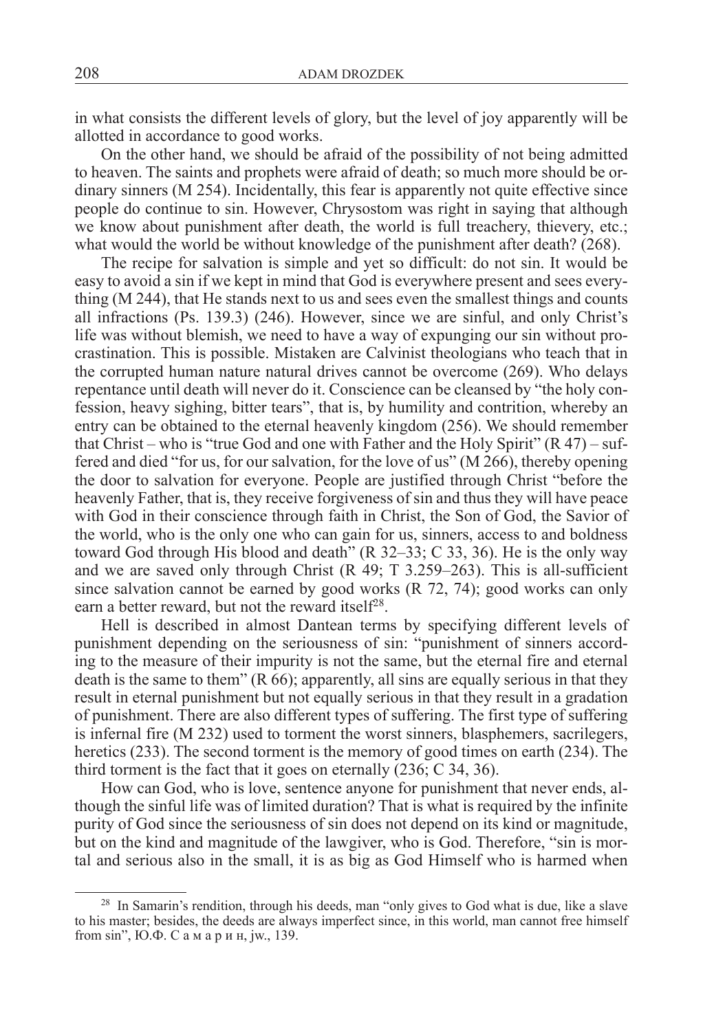in what consists the different levels of glory, but the level of joy apparently will be allotted in accordance to good works.

On the other hand, we should be afraid of the possibility of not being admitted to heaven. The saints and prophets were afraid of death; so much more should be ordinary sinners (M 254). Incidentally, this fear is apparently not quite effective since people do continue to sin. However, Chrysostom was right in saying that although we know about punishment after death, the world is full treachery, thievery, etc.; what would the world be without knowledge of the punishment after death? (268).

The recipe for salvation is simple and yet so difficult: do not sin. It would be easy to avoid a sin if we kept in mind that God is everywhere present and sees everything (M 244), that He stands next to us and sees even the smallest things and counts all infractions (Ps. 139.3) (246). However, since we are sinful, and only Christ's life was without blemish, we need to have a way of expunging our sin without procrastination. This is possible. Mistaken are Calvinist theologians who teach that in the corrupted human nature natural drives cannot be overcome (269). Who delays repentance until death will never do it. Conscience can be cleansed by "the holy confession, heavy sighing, bitter tears", that is, by humility and contrition, whereby an entry can be obtained to the eternal heavenly kingdom (256). We should remember that Christ – who is "true God and one with Father and the Holy Spirit" (R 47) – suffered and died "for us, for our salvation, for the love of us" (M 266), thereby opening the door to salvation for everyone. People are justified through Christ "before the heavenly Father, that is, they receive forgiveness of sin and thus they will have peace with God in their conscience through faith in Christ, the Son of God, the Savior of the world, who is the only one who can gain for us, sinners, access to and boldness toward God through His blood and death" (R 32–33; C 33, 36). He is the only way and we are saved only through Christ (R 49; T 3.259–263). This is all-sufficient since salvation cannot be earned by good works (R 72, 74); good works can only earn a better reward, but not the reward itself[28].

Hell is described in almost Dantean terms by specifying different levels of punishment depending on the seriousness of sin: "punishment of sinners according to the measure of their impurity is not the same, but the eternal fire and eternal death is the same to them" (R 66); apparently, all sins are equally serious in that they result in eternal punishment but not equally serious in that they result in a gradation of punishment. There are also different types of suffering. The first type of suffering is infernal fire (M 232) used to torment the worst sinners, blasphemers, sacrilegers, heretics (233). The second torment is the memory of good times on earth (234). The third torment is the fact that it goes on eternally (236; C 34, 36).

How can God, who is love, sentence anyone for punishment that never ends, although the sinful life was of limited duration? That is what is required by the infinite purity of God since the seriousness of sin does not depend on its kind or magnitude, but on the kind and magnitude of the lawgiver, who is God. Therefore, "sin is mortal and serious also in the small, it is as big as God Himself who is harmed when

---

[28] In Samarin's rendition, through his deeds, man "only gives to God what is due, like a slave to his master; besides, the deeds are always imperfect since, in this world, man cannot free himself from sin", Ю.Ф. С а м а р и н, jw., 139.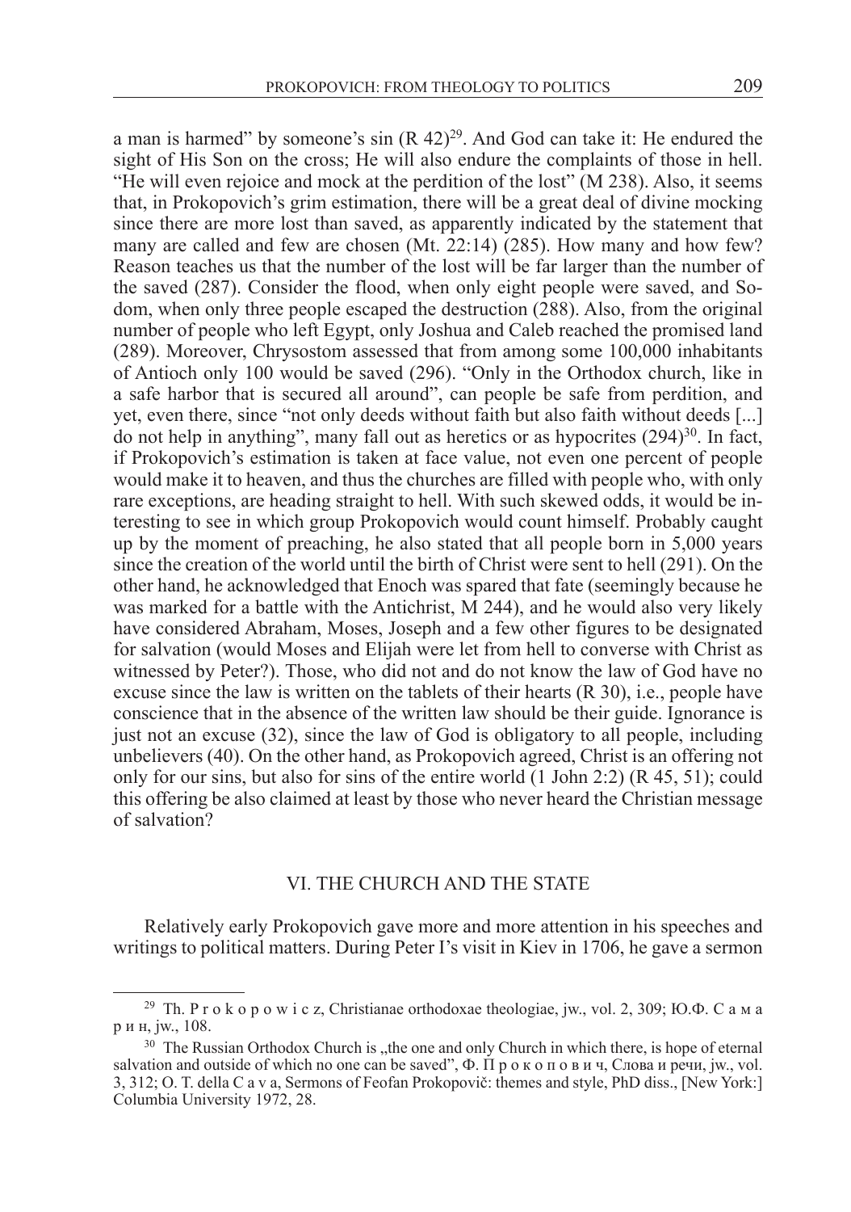a man is harmed" by someone's sin (R 42)[29]. And God can take it: He endured the sight of His Son on the cross; He will also endure the complaints of those in hell. "He will even rejoice and mock at the perdition of the lost" (M 238). Also, it seems that, in Prokopovich's grim estimation, there will be a great deal of divine mocking since there are more lost than saved, as apparently indicated by the statement that many are called and few are chosen (Mt. 22:14) (285). How many and how few? Reason teaches us that the number of the lost will be far larger than the number of the saved (287). Consider the flood, when only eight people were saved, and Sodom, when only three people escaped the destruction (288). Also, from the original number of people who left Egypt, only Joshua and Caleb reached the promised land (289). Moreover, Chrysostom assessed that from among some 100,000 inhabitants of Antioch only 100 would be saved (296). "Only in the Orthodox church, like in a safe harbor that is secured all around", can people be safe from perdition, and yet, even there, since "not only deeds without faith but also faith without deeds [...] do not help in anything", many fall out as heretics or as hypocrites (294)[30]. In fact, if Prokopovich's estimation is taken at face value, not even one percent of people would make it to heaven, and thus the churches are filled with people who, with only rare exceptions, are heading straight to hell. With such skewed odds, it would be interesting to see in which group Prokopovich would count himself. Probably caught up by the moment of preaching, he also stated that all people born in 5,000 years since the creation of the world until the birth of Christ were sent to hell (291). On the other hand, he acknowledged that Enoch was spared that fate (seemingly because he was marked for a battle with the Antichrist, M 244), and he would also very likely have considered Abraham, Moses, Joseph and a few other figures to be designated for salvation (would Moses and Elijah were let from hell to converse with Christ as witnessed by Peter?). Those, who did not and do not know the law of God have no excuse since the law is written on the tablets of their hearts (R 30), i.e., people have conscience that in the absence of the written law should be their guide. Ignorance is just not an excuse (32), since the law of God is obligatory to all people, including unbelievers (40). On the other hand, as Prokopovich agreed, Christ is an offering not only for our sins, but also for sins of the entire world (1 John 2:2) (R 45, 51); could this offering be also claimed at least by those who never heard the Christian message of salvation?

## VI. THE CHURCH AND THE STATE

Relatively early Prokopovich gave more and more attention in his speeches and writings to political matters. During Peter I's visit in Kiev in 1706, he gave a sermon

---

[29] Th. Prokopowicz, Christianae orthodoxae theologiae, jw., vol. 2, 309; Ю.Ф. Самарин, jw., 108.

[30] The Russian Orthodox Church is „the one and only Church in which there, is hope of eternal salvation and outside of which no one can be saved", Ф. Прокопович, Слова и речи, jw., vol. 3, 312; O. T. della Cava, Sermons of Feofan Prokopovič: themes and style, PhD diss., [New York:] Columbia University 1972, 28.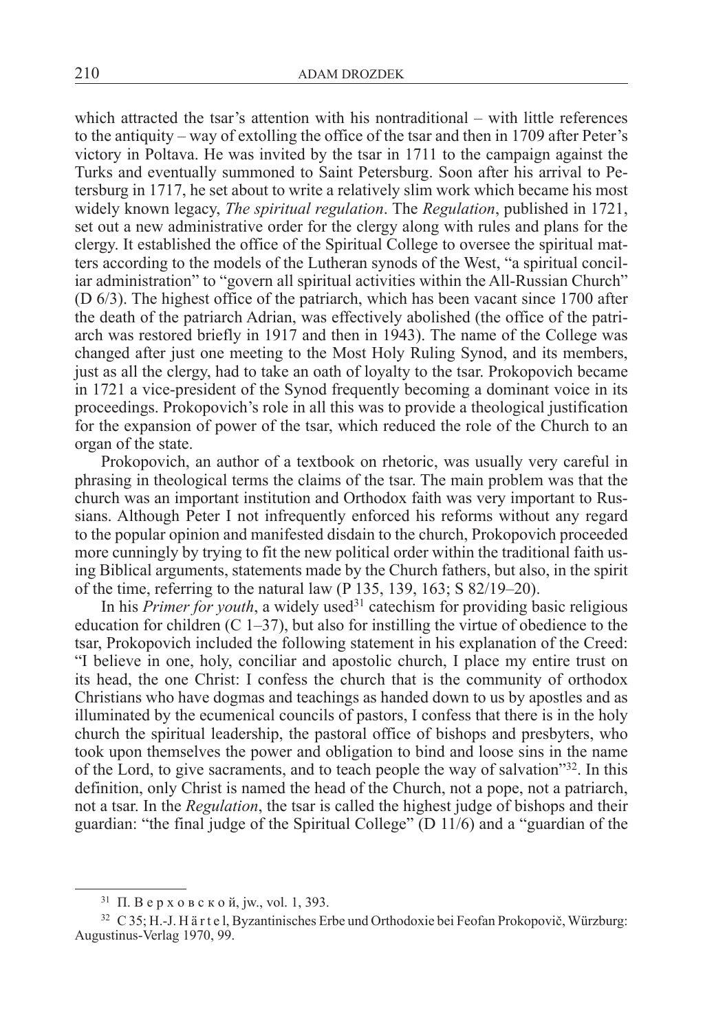which attracted the tsar's attention with his nontraditional – with little references to the antiquity – way of extolling the office of the tsar and then in 1709 after Peter's victory in Poltava. He was invited by the tsar in 1711 to the campaign against the Turks and eventually summoned to Saint Petersburg. Soon after his arrival to Petersburg in 1717, he set about to write a relatively slim work which became his most widely known legacy, *The spiritual regulation*. The *Regulation*, published in 1721, set out a new administrative order for the clergy along with rules and plans for the clergy. It established the office of the Spiritual College to oversee the spiritual matters according to the models of the Lutheran synods of the West, "a spiritual conciliar administration" to "govern all spiritual activities within the All-Russian Church" (D 6/3). The highest office of the patriarch, which has been vacant since 1700 after the death of the patriarch Adrian, was effectively abolished (the office of the patriarch was restored briefly in 1917 and then in 1943). The name of the College was changed after just one meeting to the Most Holy Ruling Synod, and its members, just as all the clergy, had to take an oath of loyalty to the tsar. Prokopovich became in 1721 a vice-president of the Synod frequently becoming a dominant voice in its proceedings. Prokopovich's role in all this was to provide a theological justification for the expansion of power of the tsar, which reduced the role of the Church to an organ of the state.

Prokopovich, an author of a textbook on rhetoric, was usually very careful in phrasing in theological terms the claims of the tsar. The main problem was that the church was an important institution and Orthodox faith was very important to Russians. Although Peter I not infrequently enforced his reforms without any regard to the popular opinion and manifested disdain to the church, Prokopovich proceeded more cunningly by trying to fit the new political order within the traditional faith using Biblical arguments, statements made by the Church fathers, but also, in the spirit of the time, referring to the natural law (P 135, 139, 163; S 82/19–20).

In his *Primer for youth*, a widely used[31] catechism for providing basic religious education for children (C 1–37), but also for instilling the virtue of obedience to the tsar, Prokopovich included the following statement in his explanation of the Creed: "I believe in one, holy, conciliar and apostolic church, I place my entire trust on its head, the one Christ: I confess the church that is the community of orthodox Christians who have dogmas and teachings as handed down to us by apostles and as illuminated by the ecumenical councils of pastors, I confess that there is in the holy church the spiritual leadership, the pastoral office of bishops and presbyters, who took upon themselves the power and obligation to bind and loose sins in the name of the Lord, to give sacraments, and to teach people the way of salvation"[32]. In this definition, only Christ is named the head of the Church, not a pope, not a patriarch, not a tsar. In the *Regulation*, the tsar is called the highest judge of bishops and their guardian: "the final judge of the Spiritual College" (D 11/6) and a "guardian of the

---

[31] П. В е р х о в с к о й, jw., vol. 1, 393.

[32] C 35; H.-J. H ä r t e l, Byzantinisches Erbe und Orthodoxie bei Feofan Prokopovič, Würzburg: Augustinus-Verlag 1970, 99.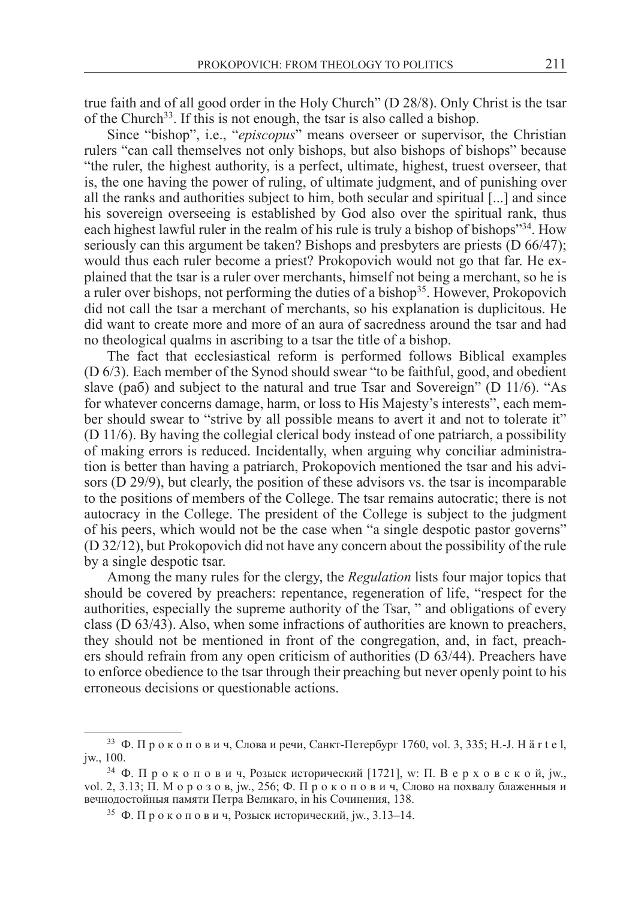true faith and of all good order in the Holy Church" (D 28/8). Only Christ is the tsar of the Church[33]. If this is not enough, the tsar is also called a bishop.

Since "bishop", i.e., "*episcopus*" means overseer or supervisor, the Christian rulers "can call themselves not only bishops, but also bishops of bishops" because "the ruler, the highest authority, is a perfect, ultimate, highest, truest overseer, that is, the one having the power of ruling, of ultimate judgment, and of punishing over all the ranks and authorities subject to him, both secular and spiritual [...] and since his sovereign overseeing is established by God also over the spiritual rank, thus each highest lawful ruler in the realm of his rule is truly a bishop of bishops"[34]. How seriously can this argument be taken? Bishops and presbyters are priests (D 66/47); would thus each ruler become a priest? Prokopovich would not go that far. He explained that the tsar is a ruler over merchants, himself not being a merchant, so he is a ruler over bishops, not performing the duties of a bishop[35]. However, Prokopovich did not call the tsar a merchant of merchants, so his explanation is duplicitous. He did want to create more and more of an aura of sacredness around the tsar and had no theological qualms in ascribing to a tsar the title of a bishop.

The fact that ecclesiastical reform is performed follows Biblical examples (D 6/3). Each member of the Synod should swear "to be faithful, good, and obedient slave (раб) and subject to the natural and true Tsar and Sovereign" (D 11/6). "As for whatever concerns damage, harm, or loss to His Majesty's interests", each member should swear to "strive by all possible means to avert it and not to tolerate it" (D 11/6). By having the collegial clerical body instead of one patriarch, a possibility of making errors is reduced. Incidentally, when arguing why conciliar administration is better than having a patriarch, Prokopovich mentioned the tsar and his advisors (D 29/9), but clearly, the position of these advisors vs. the tsar is incomparable to the positions of members of the College. The tsar remains autocratic; there is not autocracy in the College. The president of the College is subject to the judgment of his peers, which would not be the case when "a single despotic pastor governs" (D 32/12), but Prokopovich did not have any concern about the possibility of the rule by a single despotic tsar.

Among the many rules for the clergy, the *Regulation* lists four major topics that should be covered by preachers: repentance, regeneration of life, "respect for the authorities, especially the supreme authority of the Tsar, " and obligations of every class (D 63/43). Also, when some infractions of authorities are known to preachers, they should not be mentioned in front of the congregation, and, in fact, preachers should refrain from any open criticism of authorities (D 63/44). Preachers have to enforce obedience to the tsar through their preaching but never openly point to his erroneous decisions or questionable actions.

---

[33] Ф. П р о к о п о в и ч, Слова и речи, Санкт-Петербург 1760, vol. 3, 335; H.-J. H ä r t e l, jw., 100.

[34] Ф. П р о к о п о в и ч, Розыск исторический [1721], w: П. В е р х о в с к о й, jw., vol. 2, 3.13; П. М о р о з о в, jw., 256; Ф. П р о к о п о в и ч, Слово на похвалу блаженныя и вечнодостойныя памяти Петра Великаго, in his Сочинения, 138.

[35] Ф. П р о к о п о в и ч, Розыск исторический, jw., 3.13–14.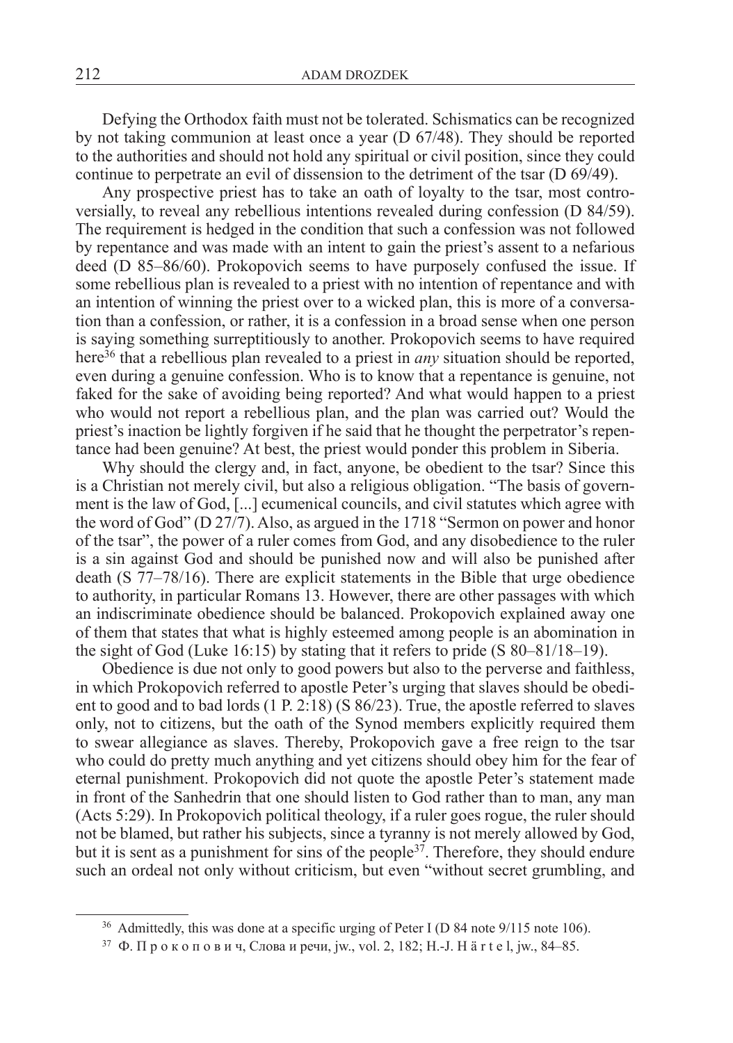Defying the Orthodox faith must not be tolerated. Schismatics can be recognized by not taking communion at least once a year (D 67/48). They should be reported to the authorities and should not hold any spiritual or civil position, since they could continue to perpetrate an evil of dissension to the detriment of the tsar (D 69/49).

Any prospective priest has to take an oath of loyalty to the tsar, most controversially, to reveal any rebellious intentions revealed during confession (D 84/59). The requirement is hedged in the condition that such a confession was not followed by repentance and was made with an intent to gain the priest's assent to a nefarious deed (D 85–86/60). Prokopovich seems to have purposely confused the issue. If some rebellious plan is revealed to a priest with no intention of repentance and with an intention of winning the priest over to a wicked plan, this is more of a conversation than a confession, or rather, it is a confession in a broad sense when one person is saying something surreptitiously to another. Prokopovich seems to have required here[36] that a rebellious plan revealed to a priest in *any* situation should be reported, even during a genuine confession. Who is to know that a repentance is genuine, not faked for the sake of avoiding being reported? And what would happen to a priest who would not report a rebellious plan, and the plan was carried out? Would the priest's inaction be lightly forgiven if he said that he thought the perpetrator's repentance had been genuine? At best, the priest would ponder this problem in Siberia.

Why should the clergy and, in fact, anyone, be obedient to the tsar? Since this is a Christian not merely civil, but also a religious obligation. "The basis of government is the law of God, [...] ecumenical councils, and civil statutes which agree with the word of God" (D 27/7). Also, as argued in the 1718 "Sermon on power and honor of the tsar", the power of a ruler comes from God, and any disobedience to the ruler is a sin against God and should be punished now and will also be punished after death (S 77–78/16). There are explicit statements in the Bible that urge obedience to authority, in particular Romans 13. However, there are other passages with which an indiscriminate obedience should be balanced. Prokopovich explained away one of them that states that what is highly esteemed among people is an abomination in the sight of God (Luke 16:15) by stating that it refers to pride (S 80–81/18–19).

Obedience is due not only to good powers but also to the perverse and faithless, in which Prokopovich referred to apostle Peter's urging that slaves should be obedient to good and to bad lords (1 P. 2:18) (S 86/23). True, the apostle referred to slaves only, not to citizens, but the oath of the Synod members explicitly required them to swear allegiance as slaves. Thereby, Prokopovich gave a free reign to the tsar who could do pretty much anything and yet citizens should obey him for the fear of eternal punishment. Prokopovich did not quote the apostle Peter's statement made in front of the Sanhedrin that one should listen to God rather than to man, any man (Acts 5:29). In Prokopovich political theology, if a ruler goes rogue, the ruler should not be blamed, but rather his subjects, since a tyranny is not merely allowed by God, but it is sent as a punishment for sins of the people[37]. Therefore, they should endure such an ordeal not only without criticism, but even "without secret grumbling, and

---

[36] Admittedly, this was done at a specific urging of Peter I (D 84 note 9/115 note 106).

[37] Ф. П р о к о п о в и ч, Слова и речи, jw., vol. 2, 182; H.-J. H ä r t e l, jw., 84–85.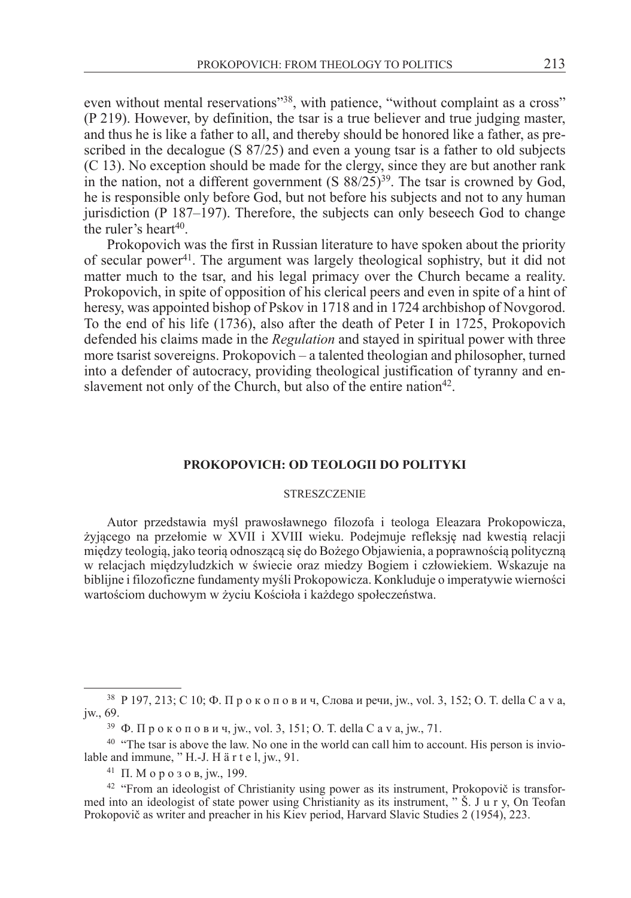even without mental reservations"[38], with patience, "without complaint as a cross" (P 219). However, by definition, the tsar is a true believer and true judging master, and thus he is like a father to all, and thereby should be honored like a father, as prescribed in the decalogue (S 87/25) and even a young tsar is a father to old subjects (C 13). No exception should be made for the clergy, since they are but another rank in the nation, not a different government (S 88/25)[39]. The tsar is crowned by God, he is responsible only before God, but not before his subjects and not to any human jurisdiction (P 187–197). Therefore, the subjects can only beseech God to change the ruler's heart[40].

Prokopovich was the first in Russian literature to have spoken about the priority of secular power[41]. The argument was largely theological sophistry, but it did not matter much to the tsar, and his legal primacy over the Church became a reality. Prokopovich, in spite of opposition of his clerical peers and even in spite of a hint of heresy, was appointed bishop of Pskov in 1718 and in 1724 archbishop of Novgorod. To the end of his life (1736), also after the death of Peter I in 1725, Prokopovich defended his claims made in the *Regulation* and stayed in spiritual power with three more tsarist sovereigns. Prokopovich – a talented theologian and philosopher, turned into a defender of autocracy, providing theological justification of tyranny and enslavement not only of the Church, but also of the entire nation[42].

## PROKOPOVICH: OD TEOLOGII DO POLITYKI

### STRESZCZENIE

Autor przedstawia myśl prawosławnego filozofa i teologa Eleazara Prokopowicza, żyjącego na przełomie w XVII i XVIII wieku. Podejmuje refleksję nad kwestią relacji między teologią, jako teorią odnoszącą się do Bożego Objawienia, a poprawnością polityczną w relacjach międzyludzkich w świecie oraz miedzy Bogiem i człowiekiem. Wskazuje na biblijne i filozoficzne fundamenty myśli Prokopowicza. Konkluduje o imperatywie wierności wartościom duchowym w życiu Kościoła i każdego społeczeństwa.

---

[38] P 197, 213; C 10; Ф. П р о к о п о в и ч, Слова и речи, jw., vol. 3, 152; O. T. della C a v a, jw., 69.

[39] Ф. П р о к о п о в и ч, jw., vol. 3, 151; O. T. della C a v a, jw., 71.

[40] "The tsar is above the law. No one in the world can call him to account. His person is inviolable and immune, " H.-J. H ä r t e l, jw., 91.

[41] П. М о р о з о в, jw., 199.

[42] "From an ideologist of Christianity using power as its instrument, Prokopovič is transformed into an ideologist of state power using Christianity as its instrument, " Š. J u r y, On Teofan Prokopovič as writer and preacher in his Kiev period, Harvard Slavic Studies 2 (1954), 223.